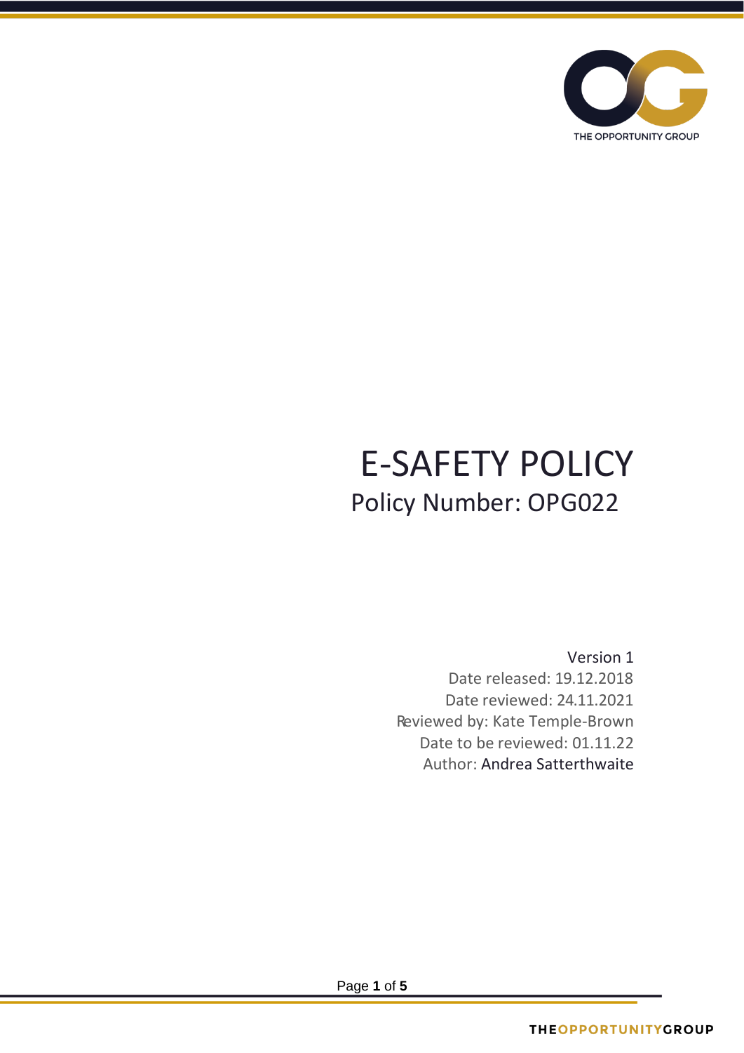# E-SAFETY POLICY

## Policy Number: OPG022

Version 1
Date released: 19.12.2018
Date reviewed: 24.11.2021
Reviewed by: Kate Temple-Brown
Date to be reviewed: 01.11.22
Author: Andrea Satterthwaite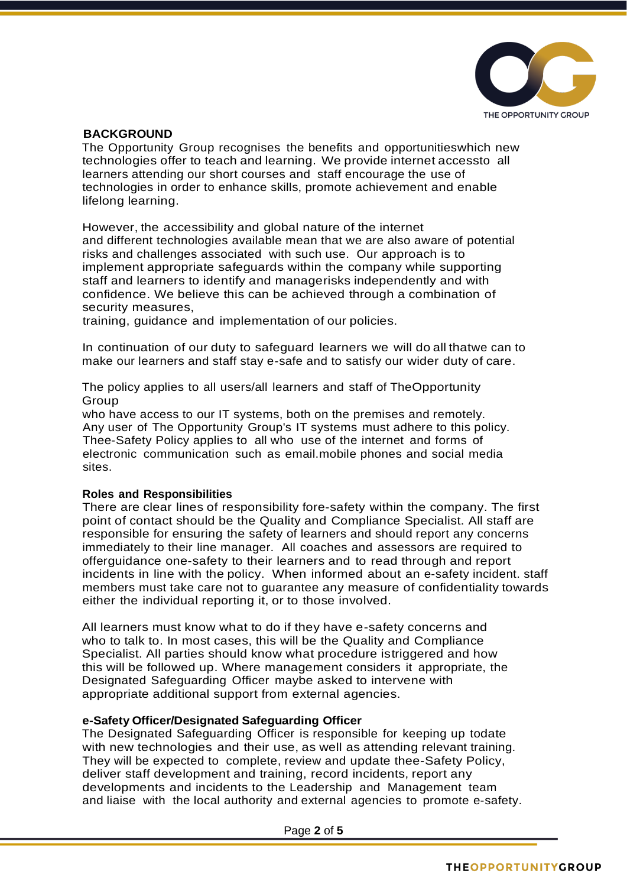## BACKGROUND

The Opportunity Group recognises the benefits and opportunitieswhich new technologies offer to teach and learning. We provide internet accessto all learners attending our short courses and staff encourage the use of technologies in order to enhance skills, promote achievement and enable lifelong learning.

However, the accessibility and global nature of the internet and different technologies available mean that we are also aware of potential risks and challenges associated with such use. Our approach is to implement appropriate safeguards within the company while supporting staff and learners to identify and managerisks independently and with confidence. We believe this can be achieved through a combination of security measures, training, guidance and implementation of our policies.

In continuation of our duty to safeguard learners we will do all thatwe can to make our learners and staff stay e-safe and to satisfy our wider duty of care.

The policy applies to all users/all learners and staff of TheOpportunity Group who have access to our IT systems, both on the premises and remotely. Any user of The Opportunity Group's IT systems must adhere to this policy. Thee-Safety Policy applies to all who use of the internet and forms of electronic communication such as email.mobile phones and social media sites.

### Roles and Responsibilities

There are clear lines of responsibility fore-safety within the company. The first point of contact should be the Quality and Compliance Specialist. All staff are responsible for ensuring the safety of learners and should report any concerns immediately to their line manager. All coaches and assessors are required to offerguidance one-safety to their learners and to read through and report incidents in line with the policy. When informed about an e-safety incident. staff members must take care not to guarantee any measure of confidentiality towards either the individual reporting it, or to those involved.

All learners must know what to do if they have e-safety concerns and who to talk to. In most cases, this will be the Quality and Compliance Specialist. All parties should know what procedure istriggered and how this will be followed up. Where management considers it appropriate, the Designated Safeguarding Officer maybe asked to intervene with appropriate additional support from external agencies.

### e-Safety Officer/Designated Safeguarding Officer

The Designated Safeguarding Officer is responsible for keeping up todate with new technologies and their use, as well as attending relevant training. They will be expected to complete, review and update thee-Safety Policy, deliver staff development and training, record incidents, report any developments and incidents to the Leadership and Management team and liaise with the local authority and external agencies to promote e-safety.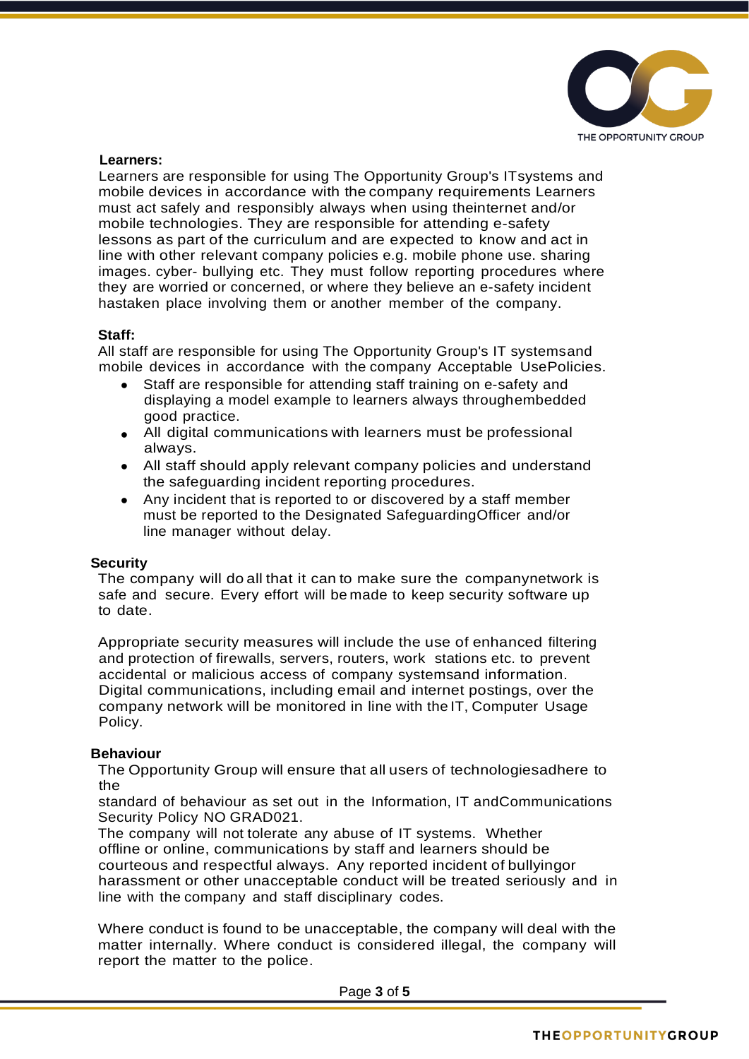**Learners:**

Learners are responsible for using The Opportunity Group's ITsystems and mobile devices in accordance with the company requirements Learners must act safely and responsibly always when using theinternet and/or mobile technologies. They are responsible for attending e-safety lessons as part of the curriculum and are expected to know and act in line with other relevant company policies e.g. mobile phone use. sharing images. cyber- bullying etc. They must follow reporting procedures where they are worried or concerned, or where they believe an e-safety incident hastaken place involving them or another member of the company.

**Staff:**

All staff are responsible for using The Opportunity Group's IT systemsand mobile devices in accordance with the company Acceptable UsePolicies.

- Staff are responsible for attending staff training on e-safety and displaying a model example to learners always throughembedded good practice.
- All digital communications with learners must be professional always.
- All staff should apply relevant company policies and understand the safeguarding incident reporting procedures.
- Any incident that is reported to or discovered by a staff member must be reported to the Designated SafeguardingOfficer and/or line manager without delay.

**Security**

The company will do all that it can to make sure the companynetwork is safe and secure. Every effort will be made to keep security software up to date.

Appropriate security measures will include the use of enhanced filtering and protection of firewalls, servers, routers, work stations etc. to prevent accidental or malicious access of company systemsand information. Digital communications, including email and internet postings, over the company network will be monitored in line with the IT, Computer Usage Policy.

**Behaviour**

The Opportunity Group will ensure that all users of technologiesadhere to the
standard of behaviour as set out in the Information, IT andCommunications Security Policy NO GRAD021.
The company will not tolerate any abuse of IT systems. Whether offline or online, communications by staff and learners should be courteous and respectful always. Any reported incident of bullyingor harassment or other unacceptable conduct will be treated seriously and in line with the company and staff disciplinary codes.

Where conduct is found to be unacceptable, the company will deal with the matter internally. Where conduct is considered illegal, the company will report the matter to the police.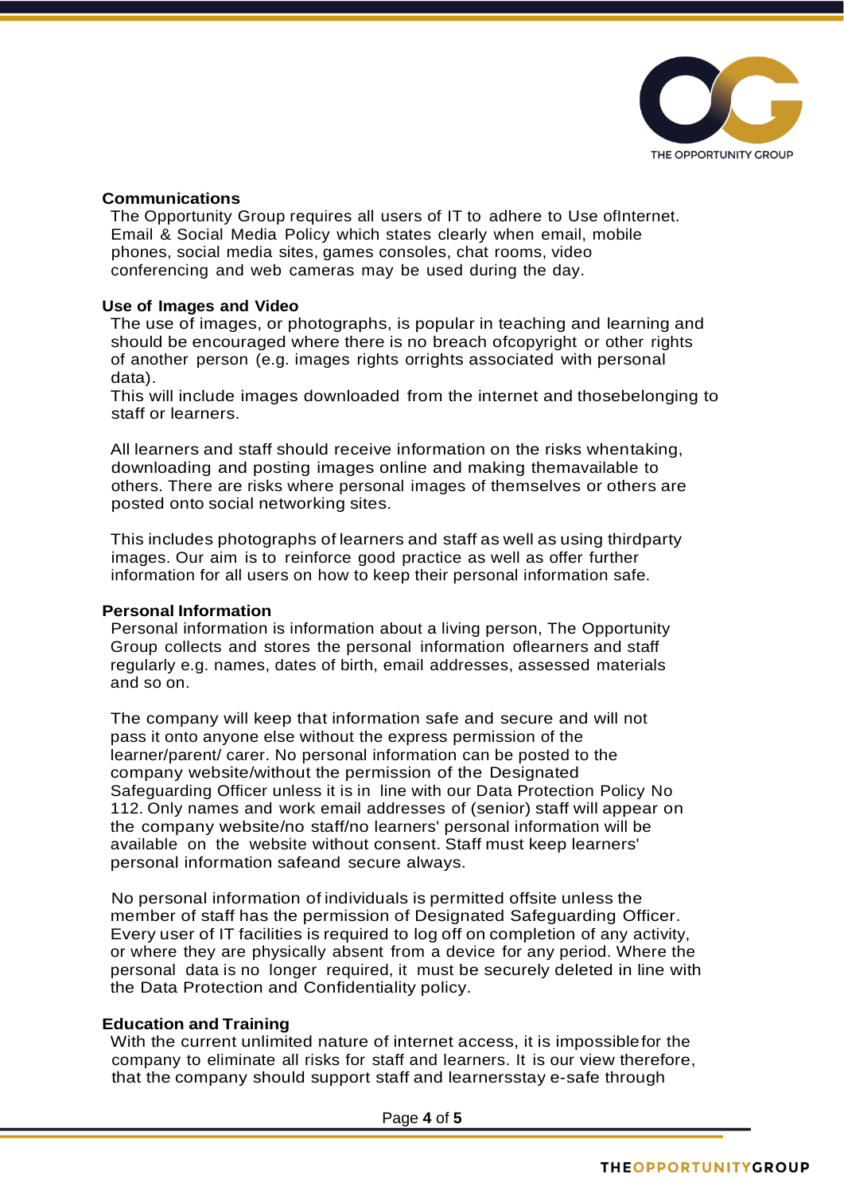**Communications**

The Opportunity Group requires all users of IT to adhere to Use ofInternet. Email & Social Media Policy which states clearly when email, mobile phones, social media sites, games consoles, chat rooms, video conferencing and web cameras may be used during the day.

**Use of Images and Video**

The use of images, or photographs, is popular in teaching and learning and should be encouraged where there is no breach ofcopyright or other rights of another person (e.g. images rights orrights associated with personal data).

This will include images downloaded from the internet and thosebelonging to staff or learners.

All learners and staff should receive information on the risks whentaking, downloading and posting images online and making themavailable to others. There are risks where personal images of themselves or others are posted onto social networking sites.

This includes photographs of learners and staff as well as using thirdparty images. Our aim is to reinforce good practice as well as offer further information for all users on how to keep their personal information safe.

**Personal Information**

Personal information is information about a living person, The Opportunity Group collects and stores the personal information oflearners and staff regularly e.g. names, dates of birth, email addresses, assessed materials and so on.

The company will keep that information safe and secure and will not pass it onto anyone else without the express permission of the learner/parent/ carer. No personal information can be posted to the company website/without the permission of the Designated Safeguarding Officer unless it is in line with our Data Protection Policy No 112. Only names and work email addresses of (senior) staff will appear on the company website/no staff/no learners' personal information will be available on the website without consent. Staff must keep learners' personal information safeand secure always.

No personal information of individuals is permitted offsite unless the member of staff has the permission of Designated Safeguarding Officer. Every user of IT facilities is required to log off on completion of any activity, or where they are physically absent from a device for any period. Where the personal data is no longer required, it must be securely deleted in line with the Data Protection and Confidentiality policy.

**Education and Training**

With the current unlimited nature of internet access, it is impossiblefor the company to eliminate all risks for staff and learners. It is our view therefore, that the company should support staff and learnersstay e-safe through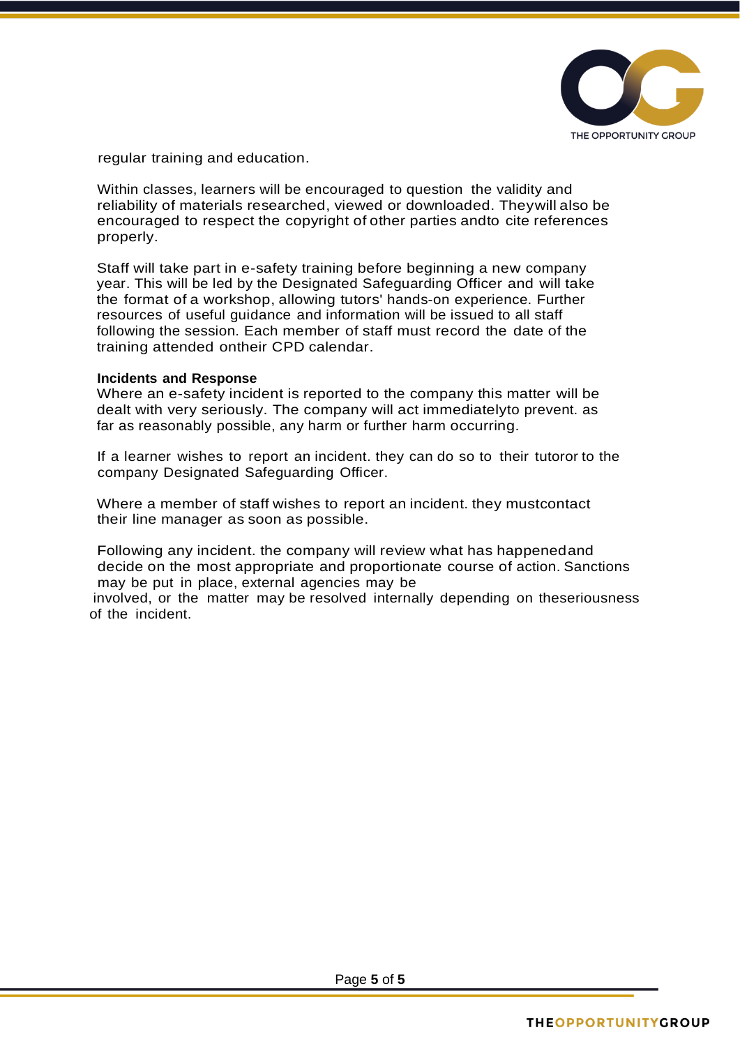regular training and education.

Within classes, learners will be encouraged to question the validity and reliability of materials researched, viewed or downloaded. Theywill also be encouraged to respect the copyright of other parties andto cite references properly.

Staff will take part in e-safety training before beginning a new company year. This will be led by the Designated Safeguarding Officer and will take the format of a workshop, allowing tutors' hands-on experience. Further resources of useful guidance and information will be issued to all staff following the session. Each member of staff must record the date of the training attended ontheir CPD calendar.

**Incidents and Response**

Where an e-safety incident is reported to the company this matter will be dealt with very seriously. The company will act immediatelyto prevent. as far as reasonably possible, any harm or further harm occurring.

If a learner wishes to report an incident. they can do so to their tutoror to the company Designated Safeguarding Officer.

Where a member of staff wishes to report an incident. they mustcontact their line manager as soon as possible.

Following any incident. the company will review what has happenedand decide on the most appropriate and proportionate course of action. Sanctions may be put in place, external agencies may be involved, or the matter may be resolved internally depending on theseriousness of the incident.